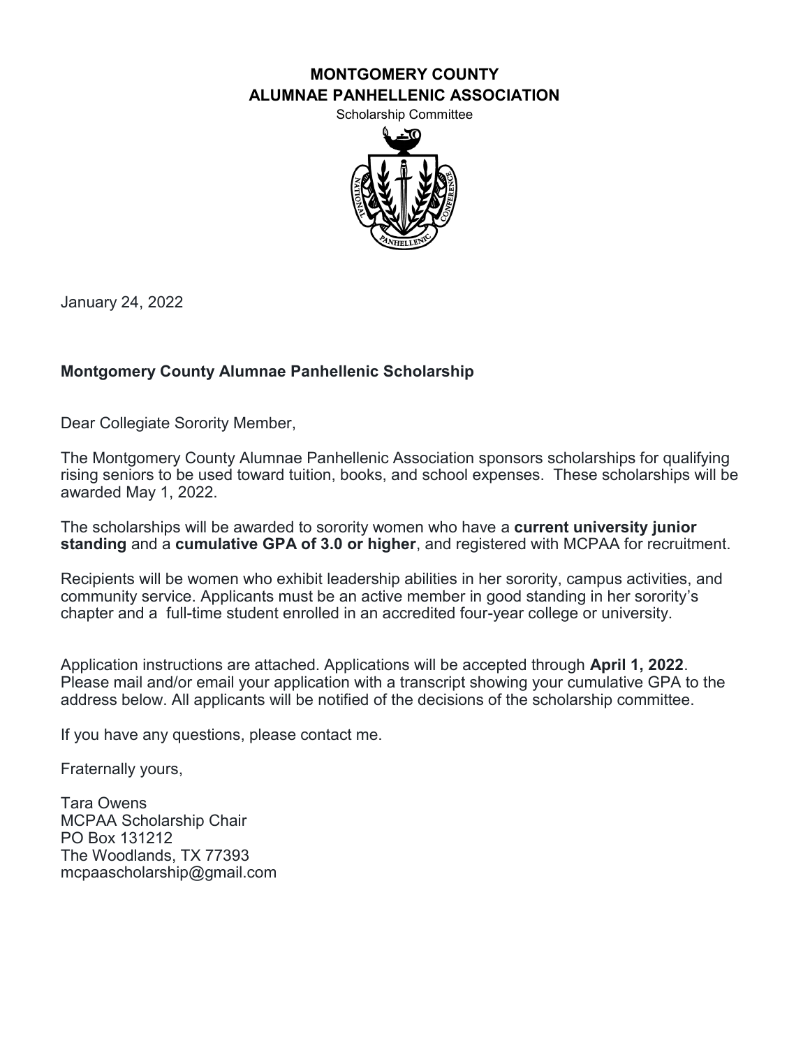**MONTGOMERY COUNTY**
**ALUMNAE PANHELLENIC ASSOCIATION**
Scholarship Committee

January 24, 2022

**Montgomery County Alumnae Panhellenic Scholarship**

Dear Collegiate Sorority Member,

The Montgomery County Alumnae Panhellenic Association sponsors scholarships for qualifying rising seniors to be used toward tuition, books, and school expenses. These scholarships will be awarded May 1, 2022.

The scholarships will be awarded to sorority women who have a **current university junior standing** and a **cumulative GPA of 3.0 or higher**, and registered with MCPAA for recruitment.

Recipients will be women who exhibit leadership abilities in her sorority, campus activities, and community service. Applicants must be an active member in good standing in her sorority's chapter and a full-time student enrolled in an accredited four-year college or university.

Application instructions are attached. Applications will be accepted through **April 1, 2022**. Please mail and/or email your application with a transcript showing your cumulative GPA to the address below. All applicants will be notified of the decisions of the scholarship committee.

If you have any questions, please contact me.

Fraternally yours,

Tara Owens
MCPAA Scholarship Chair
PO Box 131212
The Woodlands, TX 77393
mcpaascholarship@gmail.com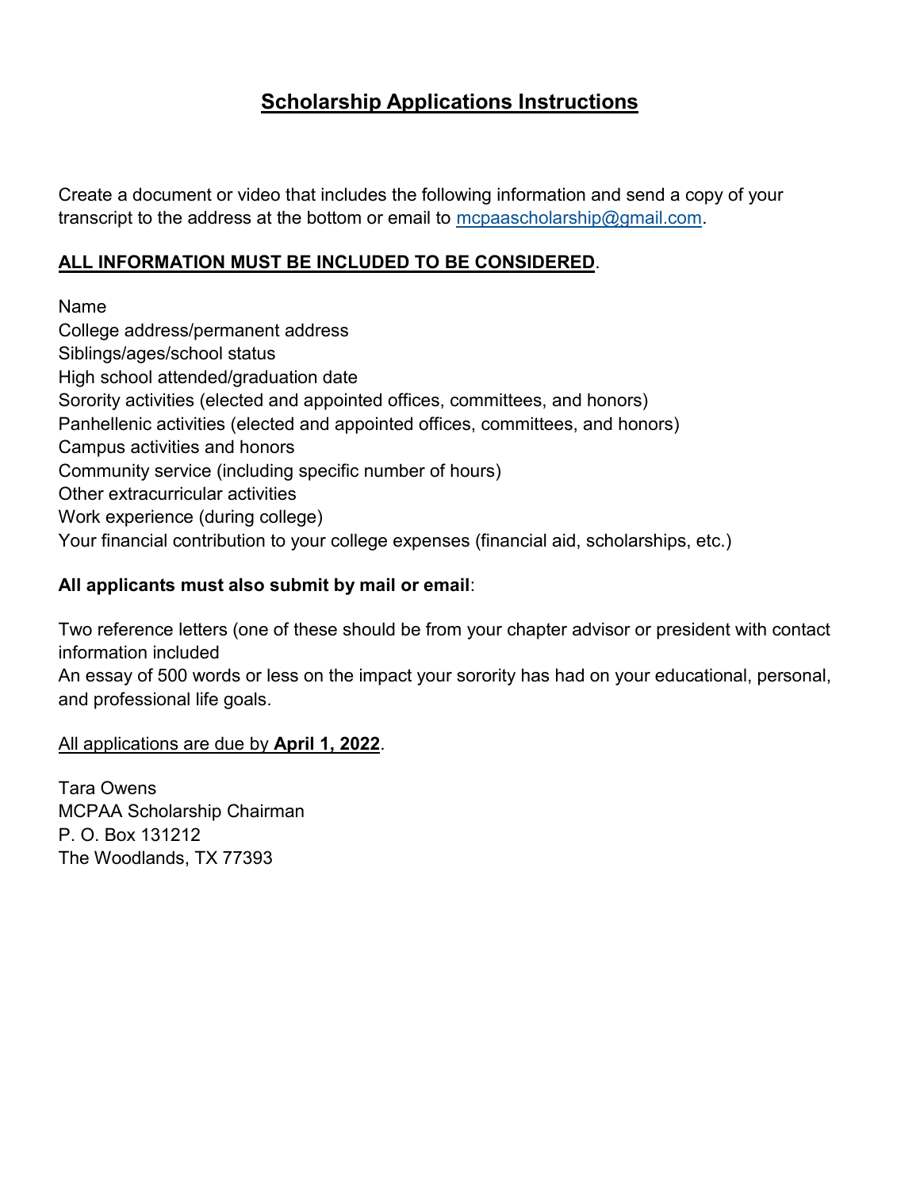# Scholarship Applications Instructions

Create a document or video that includes the following information and send a copy of your transcript to the address at the bottom or email to mcpaascholarship@gmail.com.

**ALL INFORMATION MUST BE INCLUDED TO BE CONSIDERED**.

Name
College address/permanent address
Siblings/ages/school status
High school attended/graduation date
Sorority activities (elected and appointed offices, committees, and honors)
Panhellenic activities (elected and appointed offices, committees, and honors)
Campus activities and honors
Community service (including specific number of hours)
Other extracurricular activities
Work experience (during college)
Your financial contribution to your college expenses (financial aid, scholarships, etc.)

**All applicants must also submit by mail or email**:

Two reference letters (one of these should be from your chapter advisor or president with contact information included
An essay of 500 words or less on the impact your sorority has had on your educational, personal, and professional life goals.

All applications are due by **April 1, 2022**.

Tara Owens
MCPAA Scholarship Chairman
P. O. Box 131212
The Woodlands, TX 77393